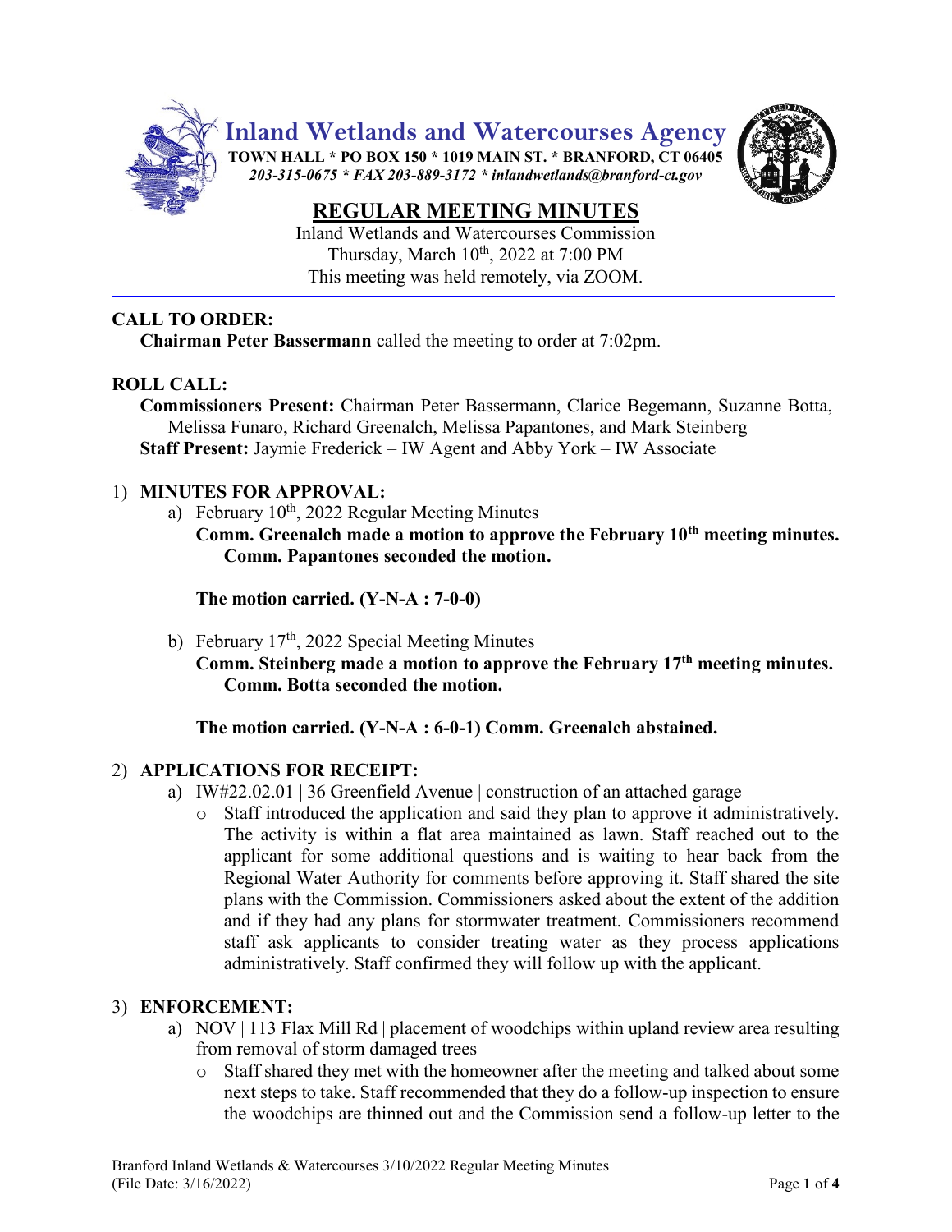# Inland Wetlands and Watercourses Agency

**TOWN HALL * PO BOX 150 * 1019 MAIN ST. * BRANFORD, CT 06405**
*203-315-0675 * FAX 203-889-3172 * inlandwetlands@branford-ct.gov*

## REGULAR MEETING MINUTES

Inland Wetlands and Watercourses Commission
Thursday, March 10th, 2022 at 7:00 PM
This meeting was held remotely, via ZOOM.

---

**CALL TO ORDER:**

**Chairman Peter Bassermann** called the meeting to order at 7:02pm.

**ROLL CALL:**

**Commissioners Present:** Chairman Peter Bassermann, Clarice Begemann, Suzanne Botta, Melissa Funaro, Richard Greenalch, Melissa Papantones, and Mark Steinberg
**Staff Present:** Jaymie Frederick – IW Agent and Abby York – IW Associate

1) **MINUTES FOR APPROVAL:**
   a) February 10th, 2022 Regular Meeting Minutes
      **Comm. Greenalch made a motion to approve the February 10th meeting minutes. Comm. Papantones seconded the motion.**

      **The motion carried. (Y-N-A : 7-0-0)**

   b) February 17th, 2022 Special Meeting Minutes
      **Comm. Steinberg made a motion to approve the February 17th meeting minutes. Comm. Botta seconded the motion.**

      **The motion carried. (Y-N-A : 6-0-1) Comm. Greenalch abstained.**

2) **APPLICATIONS FOR RECEIPT:**
   a) IW#22.02.01 | 36 Greenfield Avenue | construction of an attached garage
      - Staff introduced the application and said they plan to approve it administratively. The activity is within a flat area maintained as lawn. Staff reached out to the applicant for some additional questions and is waiting to hear back from the Regional Water Authority for comments before approving it. Staff shared the site plans with the Commission. Commissioners asked about the extent of the addition and if they had any plans for stormwater treatment. Commissioners recommend staff ask applicants to consider treating water as they process applications administratively. Staff confirmed they will follow up with the applicant.

3) **ENFORCEMENT:**
   a) NOV | 113 Flax Mill Rd | placement of woodchips within upland review area resulting from removal of storm damaged trees
      - Staff shared they met with the homeowner after the meeting and talked about some next steps to take. Staff recommended that they do a follow-up inspection to ensure the woodchips are thinned out and the Commission send a follow-up letter to the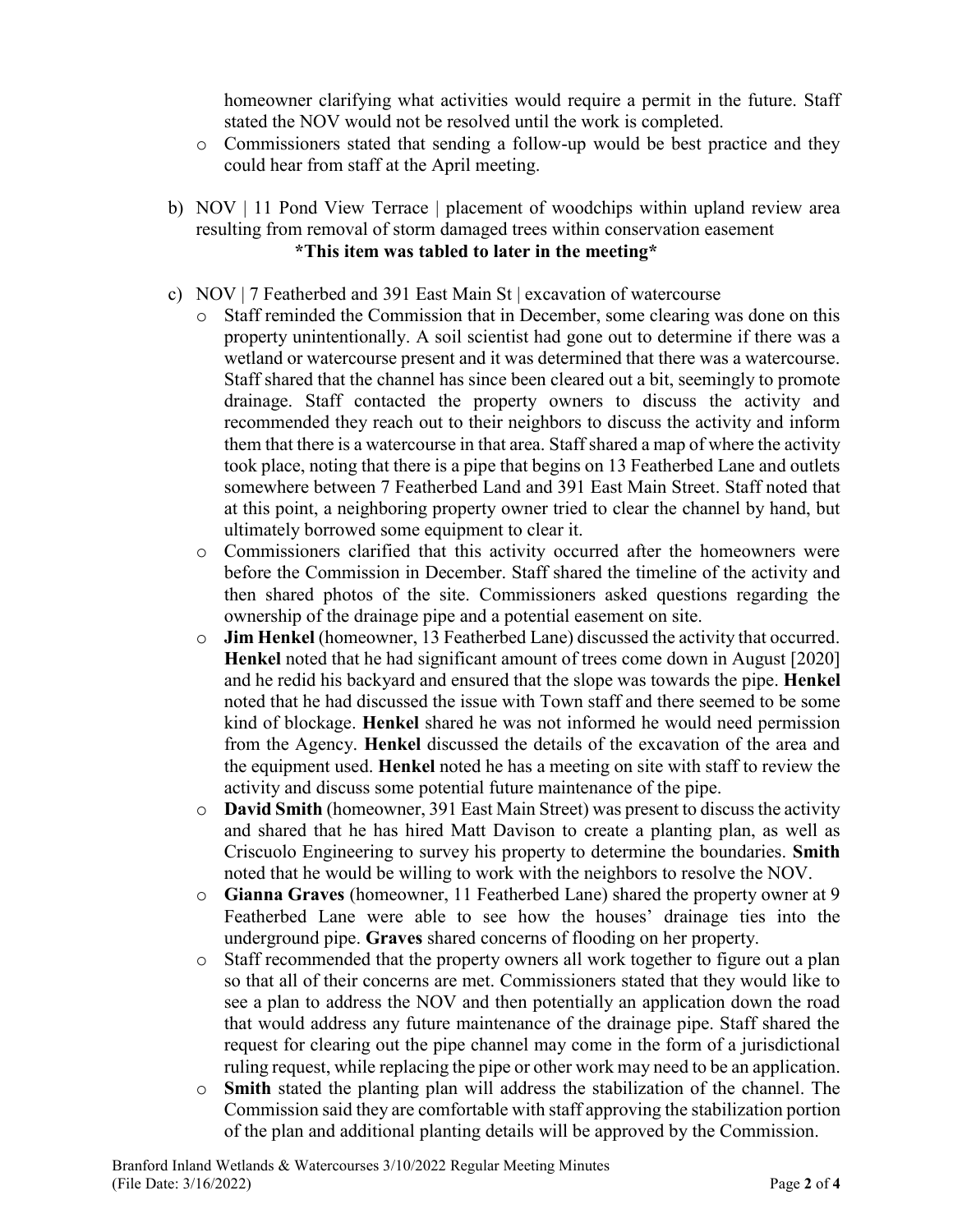homeowner clarifying what activities would require a permit in the future. Staff stated the NOV would not be resolved until the work is completed.

- Commissioners stated that sending a follow-up would be best practice and they could hear from staff at the April meeting.

b) NOV | 11 Pond View Terrace | placement of woodchips within upland review area resulting from removal of storm damaged trees within conservation easement
**\*This item was tabled to later in the meeting\***

c) NOV | 7 Featherbed and 391 East Main St | excavation of watercourse

- Staff reminded the Commission that in December, some clearing was done on this property unintentionally. A soil scientist had gone out to determine if there was a wetland or watercourse present and it was determined that there was a watercourse. Staff shared that the channel has since been cleared out a bit, seemingly to promote drainage. Staff contacted the property owners to discuss the activity and recommended they reach out to their neighbors to discuss the activity and inform them that there is a watercourse in that area. Staff shared a map of where the activity took place, noting that there is a pipe that begins on 13 Featherbed Lane and outlets somewhere between 7 Featherbed Land and 391 East Main Street. Staff noted that at this point, a neighboring property owner tried to clear the channel by hand, but ultimately borrowed some equipment to clear it.
- Commissioners clarified that this activity occurred after the homeowners were before the Commission in December. Staff shared the timeline of the activity and then shared photos of the site. Commissioners asked questions regarding the ownership of the drainage pipe and a potential easement on site.
- **Jim Henkel** (homeowner, 13 Featherbed Lane) discussed the activity that occurred. **Henkel** noted that he had significant amount of trees come down in August [2020] and he redid his backyard and ensured that the slope was towards the pipe. **Henkel** noted that he had discussed the issue with Town staff and there seemed to be some kind of blockage. **Henkel** shared he was not informed he would need permission from the Agency. **Henkel** discussed the details of the excavation of the area and the equipment used. **Henkel** noted he has a meeting on site with staff to review the activity and discuss some potential future maintenance of the pipe.
- **David Smith** (homeowner, 391 East Main Street) was present to discuss the activity and shared that he has hired Matt Davison to create a planting plan, as well as Criscuolo Engineering to survey his property to determine the boundaries. **Smith** noted that he would be willing to work with the neighbors to resolve the NOV.
- **Gianna Graves** (homeowner, 11 Featherbed Lane) shared the property owner at 9 Featherbed Lane were able to see how the houses' drainage ties into the underground pipe. **Graves** shared concerns of flooding on her property.
- Staff recommended that the property owners all work together to figure out a plan so that all of their concerns are met. Commissioners stated that they would like to see a plan to address the NOV and then potentially an application down the road that would address any future maintenance of the drainage pipe. Staff shared the request for clearing out the pipe channel may come in the form of a jurisdictional ruling request, while replacing the pipe or other work may need to be an application.
- **Smith** stated the planting plan will address the stabilization of the channel. The Commission said they are comfortable with staff approving the stabilization portion of the plan and additional planting details will be approved by the Commission.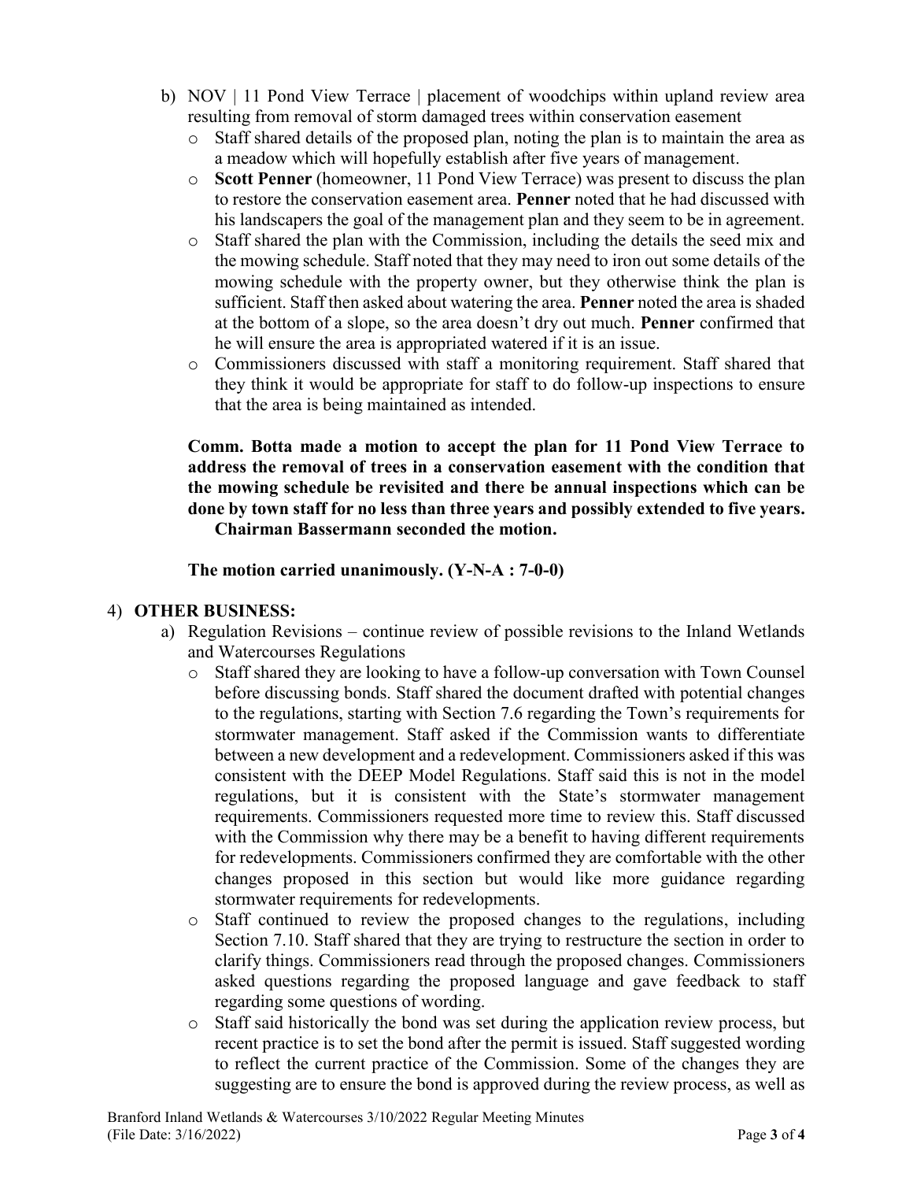b) NOV | 11 Pond View Terrace | placement of woodchips within upland review area resulting from removal of storm damaged trees within conservation easement

- Staff shared details of the proposed plan, noting the plan is to maintain the area as a meadow which will hopefully establish after five years of management.
- **Scott Penner** (homeowner, 11 Pond View Terrace) was present to discuss the plan to restore the conservation easement area. **Penner** noted that he had discussed with his landscapers the goal of the management plan and they seem to be in agreement.
- Staff shared the plan with the Commission, including the details the seed mix and the mowing schedule. Staff noted that they may need to iron out some details of the mowing schedule with the property owner, but they otherwise think the plan is sufficient. Staff then asked about watering the area. **Penner** noted the area is shaded at the bottom of a slope, so the area doesn't dry out much. **Penner** confirmed that he will ensure the area is appropriated watered if it is an issue.
- Commissioners discussed with staff a monitoring requirement. Staff shared that they think it would be appropriate for staff to do follow-up inspections to ensure that the area is being maintained as intended.

**Comm. Botta made a motion to accept the plan for 11 Pond View Terrace to address the removal of trees in a conservation easement with the condition that the mowing schedule be revisited and there be annual inspections which can be done by town staff for no less than three years and possibly extended to five years. Chairman Bassermann seconded the motion.**

**The motion carried unanimously. (Y-N-A : 7-0-0)**

4) **OTHER BUSINESS:**

a) Regulation Revisions – continue review of possible revisions to the Inland Wetlands and Watercourses Regulations

- Staff shared they are looking to have a follow-up conversation with Town Counsel before discussing bonds. Staff shared the document drafted with potential changes to the regulations, starting with Section 7.6 regarding the Town's requirements for stormwater management. Staff asked if the Commission wants to differentiate between a new development and a redevelopment. Commissioners asked if this was consistent with the DEEP Model Regulations. Staff said this is not in the model regulations, but it is consistent with the State's stormwater management requirements. Commissioners requested more time to review this. Staff discussed with the Commission why there may be a benefit to having different requirements for redevelopments. Commissioners confirmed they are comfortable with the other changes proposed in this section but would like more guidance regarding stormwater requirements for redevelopments.
- Staff continued to review the proposed changes to the regulations, including Section 7.10. Staff shared that they are trying to restructure the section in order to clarify things. Commissioners read through the proposed changes. Commissioners asked questions regarding the proposed language and gave feedback to staff regarding some questions of wording.
- Staff said historically the bond was set during the application review process, but recent practice is to set the bond after the permit is issued. Staff suggested wording to reflect the current practice of the Commission. Some of the changes they are suggesting are to ensure the bond is approved during the review process, as well as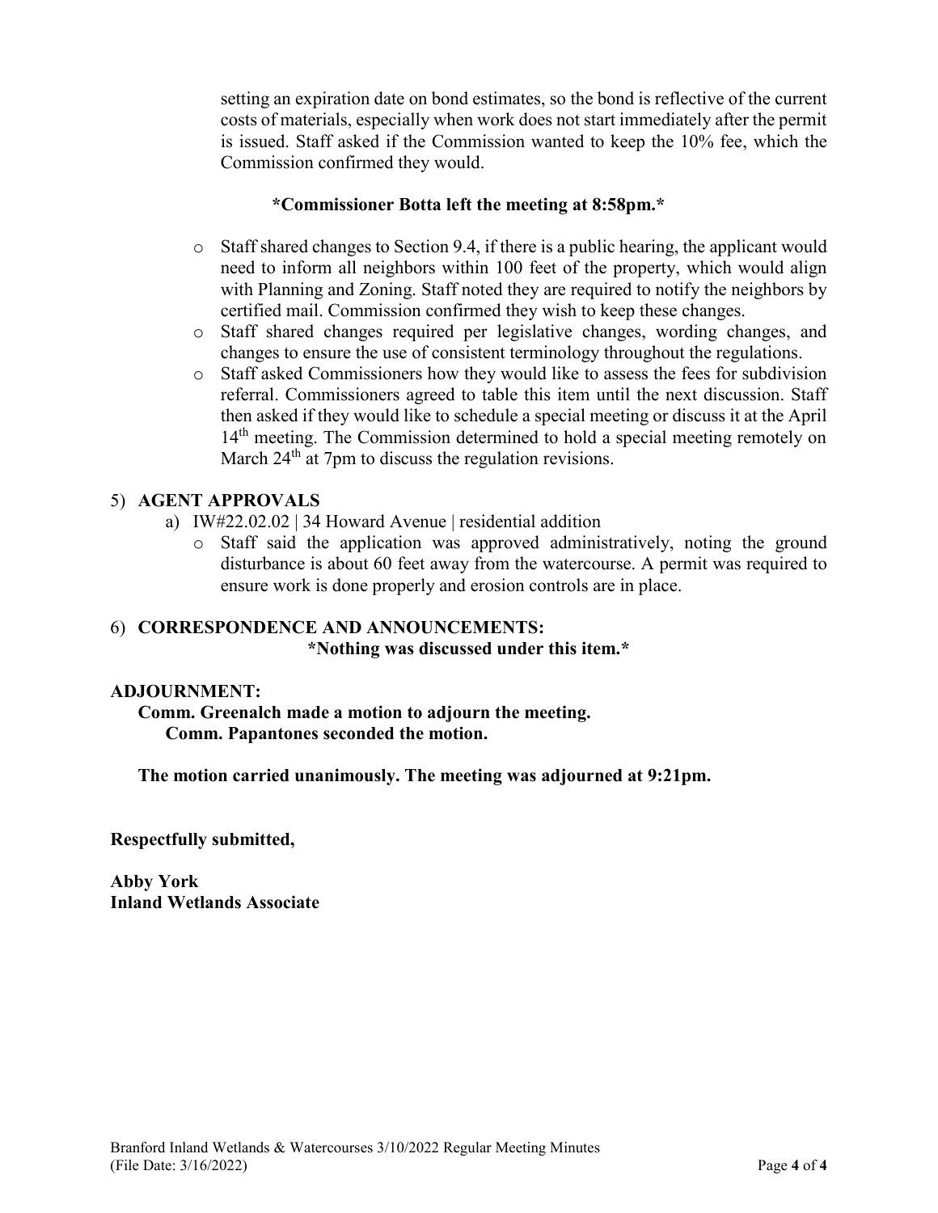setting an expiration date on bond estimates, so the bond is reflective of the current costs of materials, especially when work does not start immediately after the permit is issued. Staff asked if the Commission wanted to keep the 10% fee, which the Commission confirmed they would.

**\*Commissioner Botta left the meeting at 8:58pm.\***

- Staff shared changes to Section 9.4, if there is a public hearing, the applicant would need to inform all neighbors within 100 feet of the property, which would align with Planning and Zoning. Staff noted they are required to notify the neighbors by certified mail. Commission confirmed they wish to keep these changes.
- Staff shared changes required per legislative changes, wording changes, and changes to ensure the use of consistent terminology throughout the regulations.
- Staff asked Commissioners how they would like to assess the fees for subdivision referral. Commissioners agreed to table this item until the next discussion. Staff then asked if they would like to schedule a special meeting or discuss it at the April 14th meeting. The Commission determined to hold a special meeting remotely on March 24th at 7pm to discuss the regulation revisions.

5) **AGENT APPROVALS**
   a) IW#22.02.02 | 34 Howard Avenue | residential addition
      - Staff said the application was approved administratively, noting the ground disturbance is about 60 feet away from the watercourse. A permit was required to ensure work is done properly and erosion controls are in place.

6) **CORRESPONDENCE AND ANNOUNCEMENTS:**
   **\*Nothing was discussed under this item.\***

**ADJOURNMENT:**

**Comm. Greenalch made a motion to adjourn the meeting.**
**Comm. Papantones seconded the motion.**

**The motion carried unanimously. The meeting was adjourned at 9:21pm.**

**Respectfully submitted,**

**Abby York**
**Inland Wetlands Associate**

Branford Inland Wetlands & Watercourses 3/10/2022 Regular Meeting Minutes
(File Date: 3/16/2022)